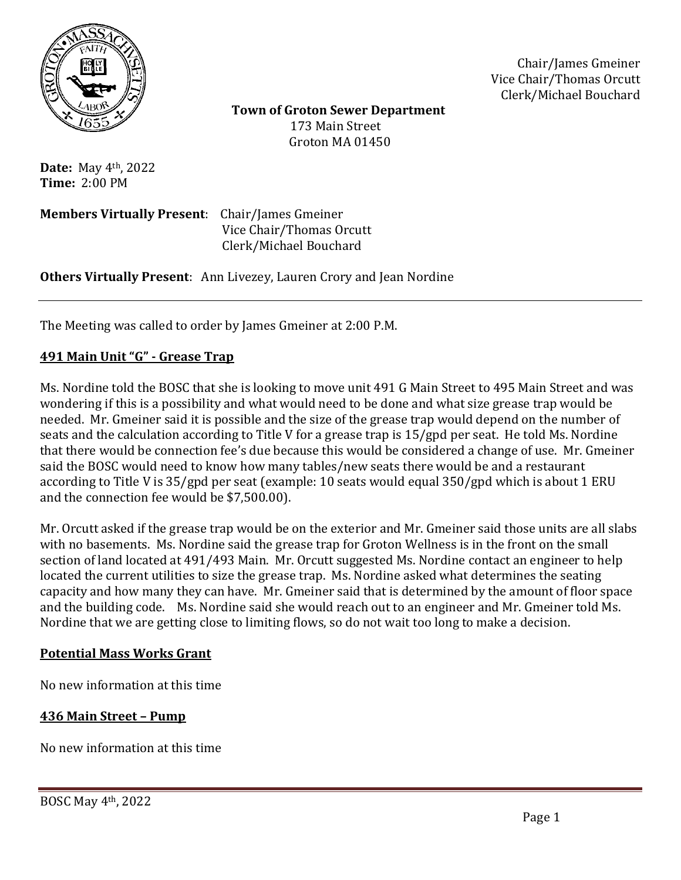Chair/James Gmeiner
Vice Chair/Thomas Orcutt
Clerk/Michael Bouchard

**Town of Groton Sewer Department**
173 Main Street
Groton MA 01450

**Date:** May 4th, 2022
**Time:** 2:00 PM

**Members Virtually Present**: Chair/James Gmeiner
Vice Chair/Thomas Orcutt
Clerk/Michael Bouchard

**Others Virtually Present**: Ann Livezey, Lauren Crory and Jean Nordine

---

The Meeting was called to order by James Gmeiner at 2:00 P.M.

## 491 Main Unit "G" - Grease Trap

Ms. Nordine told the BOSC that she is looking to move unit 491 G Main Street to 495 Main Street and was wondering if this is a possibility and what would need to be done and what size grease trap would be needed. Mr. Gmeiner said it is possible and the size of the grease trap would depend on the number of seats and the calculation according to Title V for a grease trap is 15/gpd per seat. He told Ms. Nordine that there would be connection fee's due because this would be considered a change of use. Mr. Gmeiner said the BOSC would need to know how many tables/new seats there would be and a restaurant according to Title V is 35/gpd per seat (example: 10 seats would equal 350/gpd which is about 1 ERU and the connection fee would be $7,500.00).

Mr. Orcutt asked if the grease trap would be on the exterior and Mr. Gmeiner said those units are all slabs with no basements. Ms. Nordine said the grease trap for Groton Wellness is in the front on the small section of land located at 491/493 Main. Mr. Orcutt suggested Ms. Nordine contact an engineer to help located the current utilities to size the grease trap. Ms. Nordine asked what determines the seating capacity and how many they can have. Mr. Gmeiner said that is determined by the amount of floor space and the building code. Ms. Nordine said she would reach out to an engineer and Mr. Gmeiner told Ms. Nordine that we are getting close to limiting flows, so do not wait too long to make a decision.

## Potential Mass Works Grant

No new information at this time

## 436 Main Street – Pump

No new information at this time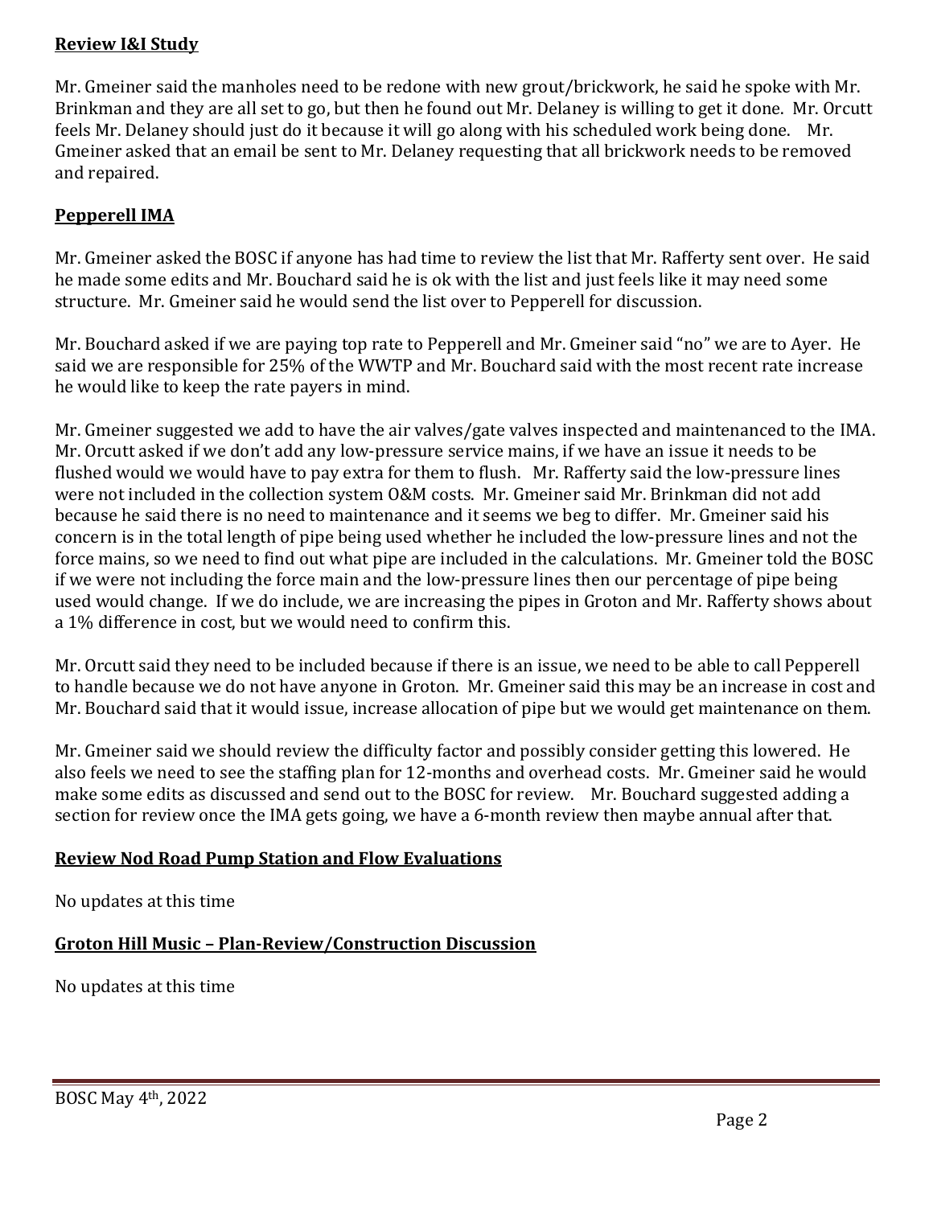## Review I&I Study

Mr. Gmeiner said the manholes need to be redone with new grout/brickwork, he said he spoke with Mr. Brinkman and they are all set to go, but then he found out Mr. Delaney is willing to get it done. Mr. Orcutt feels Mr. Delaney should just do it because it will go along with his scheduled work being done. Mr. Gmeiner asked that an email be sent to Mr. Delaney requesting that all brickwork needs to be removed and repaired.

## Pepperell IMA

Mr. Gmeiner asked the BOSC if anyone has had time to review the list that Mr. Rafferty sent over. He said he made some edits and Mr. Bouchard said he is ok with the list and just feels like it may need some structure. Mr. Gmeiner said he would send the list over to Pepperell for discussion.

Mr. Bouchard asked if we are paying top rate to Pepperell and Mr. Gmeiner said "no" we are to Ayer. He said we are responsible for 25% of the WWTP and Mr. Bouchard said with the most recent rate increase he would like to keep the rate payers in mind.

Mr. Gmeiner suggested we add to have the air valves/gate valves inspected and maintenanced to the IMA. Mr. Orcutt asked if we don't add any low-pressure service mains, if we have an issue it needs to be flushed would we would have to pay extra for them to flush. Mr. Rafferty said the low-pressure lines were not included in the collection system O&M costs. Mr. Gmeiner said Mr. Brinkman did not add because he said there is no need to maintenance and it seems we beg to differ. Mr. Gmeiner said his concern is in the total length of pipe being used whether he included the low-pressure lines and not the force mains, so we need to find out what pipe are included in the calculations. Mr. Gmeiner told the BOSC if we were not including the force main and the low-pressure lines then our percentage of pipe being used would change. If we do include, we are increasing the pipes in Groton and Mr. Rafferty shows about a 1% difference in cost, but we would need to confirm this.

Mr. Orcutt said they need to be included because if there is an issue, we need to be able to call Pepperell to handle because we do not have anyone in Groton. Mr. Gmeiner said this may be an increase in cost and Mr. Bouchard said that it would issue, increase allocation of pipe but we would get maintenance on them.

Mr. Gmeiner said we should review the difficulty factor and possibly consider getting this lowered. He also feels we need to see the staffing plan for 12-months and overhead costs. Mr. Gmeiner said he would make some edits as discussed and send out to the BOSC for review. Mr. Bouchard suggested adding a section for review once the IMA gets going, we have a 6-month review then maybe annual after that.

## Review Nod Road Pump Station and Flow Evaluations

No updates at this time

## Groton Hill Music – Plan-Review/Construction Discussion

No updates at this time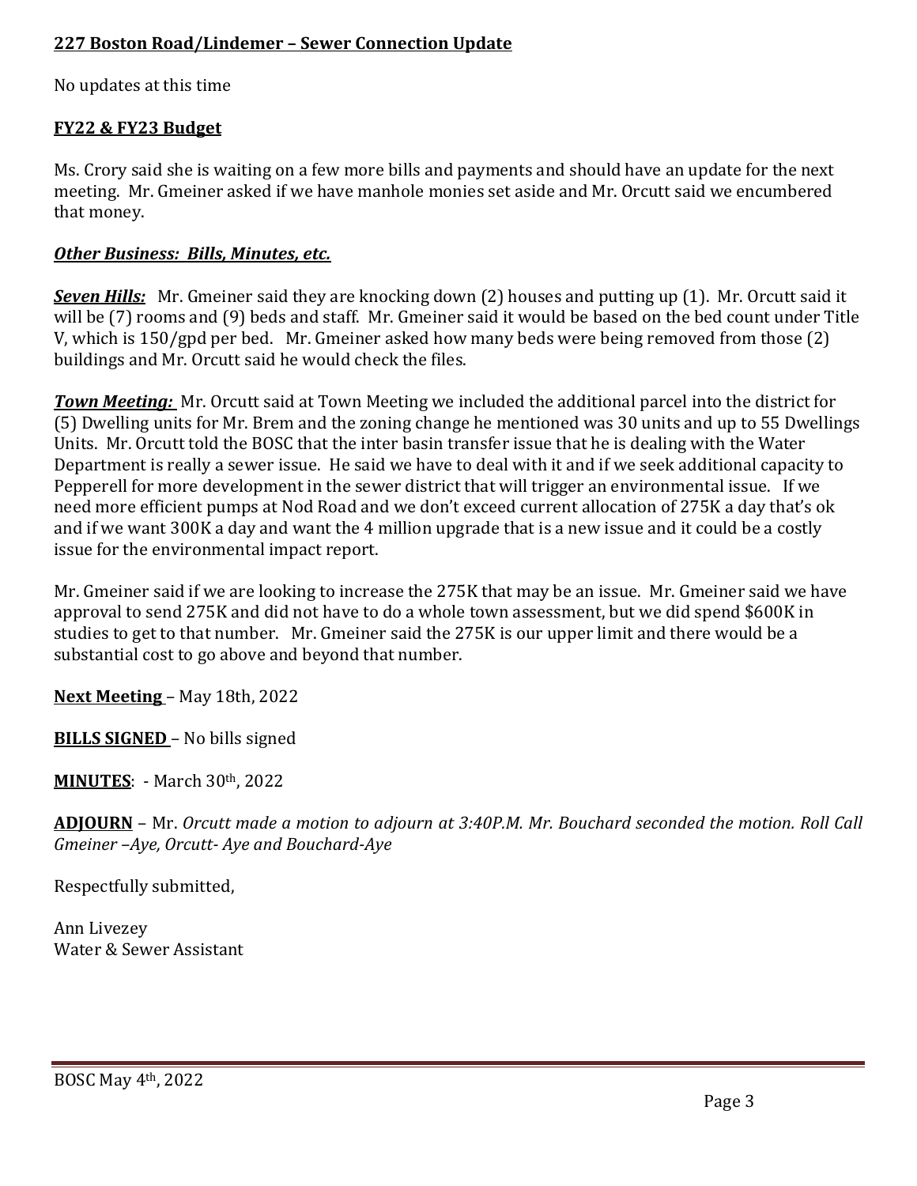**227 Boston Road/Lindemer – Sewer Connection Update**

No updates at this time

**FY22 & FY23 Budget**

Ms. Crory said she is waiting on a few more bills and payments and should have an update for the next meeting. Mr. Gmeiner asked if we have manhole monies set aside and Mr. Orcutt said we encumbered that money.

***Other Business: Bills, Minutes, etc.***

***Seven Hills:*** Mr. Gmeiner said they are knocking down (2) houses and putting up (1). Mr. Orcutt said it will be (7) rooms and (9) beds and staff. Mr. Gmeiner said it would be based on the bed count under Title V, which is 150/gpd per bed. Mr. Gmeiner asked how many beds were being removed from those (2) buildings and Mr. Orcutt said he would check the files.

***Town Meeting:*** Mr. Orcutt said at Town Meeting we included the additional parcel into the district for (5) Dwelling units for Mr. Brem and the zoning change he mentioned was 30 units and up to 55 Dwellings Units. Mr. Orcutt told the BOSC that the inter basin transfer issue that he is dealing with the Water Department is really a sewer issue. He said we have to deal with it and if we seek additional capacity to Pepperell for more development in the sewer district that will trigger an environmental issue. If we need more efficient pumps at Nod Road and we don't exceed current allocation of 275K a day that's ok and if we want 300K a day and want the 4 million upgrade that is a new issue and it could be a costly issue for the environmental impact report.

Mr. Gmeiner said if we are looking to increase the 275K that may be an issue. Mr. Gmeiner said we have approval to send 275K and did not have to do a whole town assessment, but we did spend $600K in studies to get to that number. Mr. Gmeiner said the 275K is our upper limit and there would be a substantial cost to go above and beyond that number.

**Next Meeting** – May 18th, 2022

**BILLS SIGNED** – No bills signed

**MINUTES**: - March 30th, 2022

**ADJOURN** – Mr. *Orcutt made a motion to adjourn at 3:40P.M. Mr. Bouchard seconded the motion. Roll Call Gmeiner –Aye, Orcutt- Aye and Bouchard-Aye*

Respectfully submitted,

Ann Livezey
Water & Sewer Assistant

BOSC May 4th, 2022